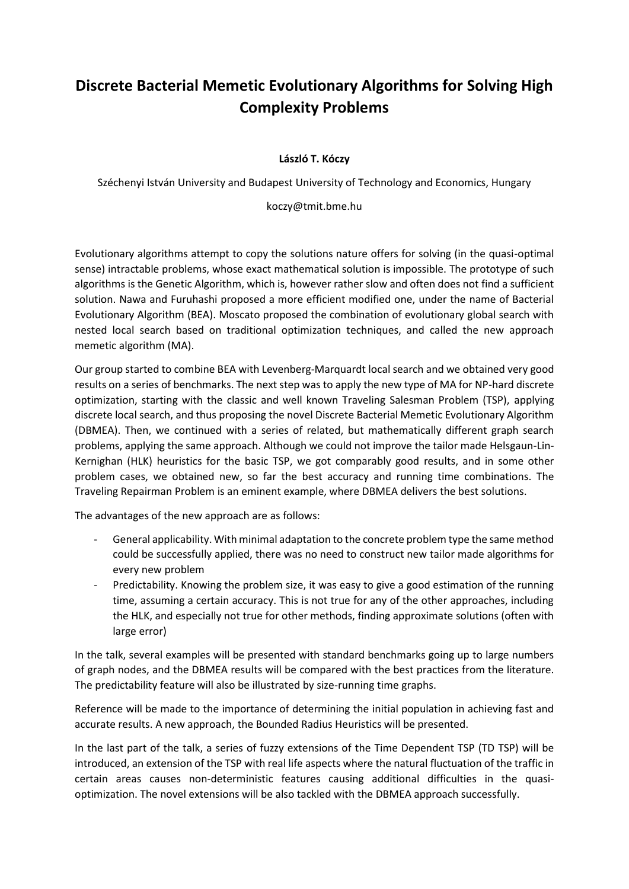# Discrete Bacterial Memetic Evolutionary Algorithms for Solving High Complexity Problems

**László T. Kóczy**

Széchenyi István University and Budapest University of Technology and Economics, Hungary

koczy@tmit.bme.hu

Evolutionary algorithms attempt to copy the solutions nature offers for solving (in the quasi-optimal sense) intractable problems, whose exact mathematical solution is impossible. The prototype of such algorithms is the Genetic Algorithm, which is, however rather slow and often does not find a sufficient solution. Nawa and Furuhashi proposed a more efficient modified one, under the name of Bacterial Evolutionary Algorithm (BEA). Moscato proposed the combination of evolutionary global search with nested local search based on traditional optimization techniques, and called the new approach memetic algorithm (MA).

Our group started to combine BEA with Levenberg-Marquardt local search and we obtained very good results on a series of benchmarks. The next step was to apply the new type of MA for NP-hard discrete optimization, starting with the classic and well known Traveling Salesman Problem (TSP), applying discrete local search, and thus proposing the novel Discrete Bacterial Memetic Evolutionary Algorithm (DBMEA). Then, we continued with a series of related, but mathematically different graph search problems, applying the same approach. Although we could not improve the tailor made Helsgaun-Lin-Kernighan (HLK) heuristics for the basic TSP, we got comparably good results, and in some other problem cases, we obtained new, so far the best accuracy and running time combinations. The Traveling Repairman Problem is an eminent example, where DBMEA delivers the best solutions.

The advantages of the new approach are as follows:

- General applicability. With minimal adaptation to the concrete problem type the same method could be successfully applied, there was no need to construct new tailor made algorithms for every new problem
- Predictability. Knowing the problem size, it was easy to give a good estimation of the running time, assuming a certain accuracy. This is not true for any of the other approaches, including the HLK, and especially not true for other methods, finding approximate solutions (often with large error)

In the talk, several examples will be presented with standard benchmarks going up to large numbers of graph nodes, and the DBMEA results will be compared with the best practices from the literature. The predictability feature will also be illustrated by size-running time graphs.

Reference will be made to the importance of determining the initial population in achieving fast and accurate results. A new approach, the Bounded Radius Heuristics will be presented.

In the last part of the talk, a series of fuzzy extensions of the Time Dependent TSP (TD TSP) will be introduced, an extension of the TSP with real life aspects where the natural fluctuation of the traffic in certain areas causes non-deterministic features causing additional difficulties in the quasi-optimization. The novel extensions will be also tackled with the DBMEA approach successfully.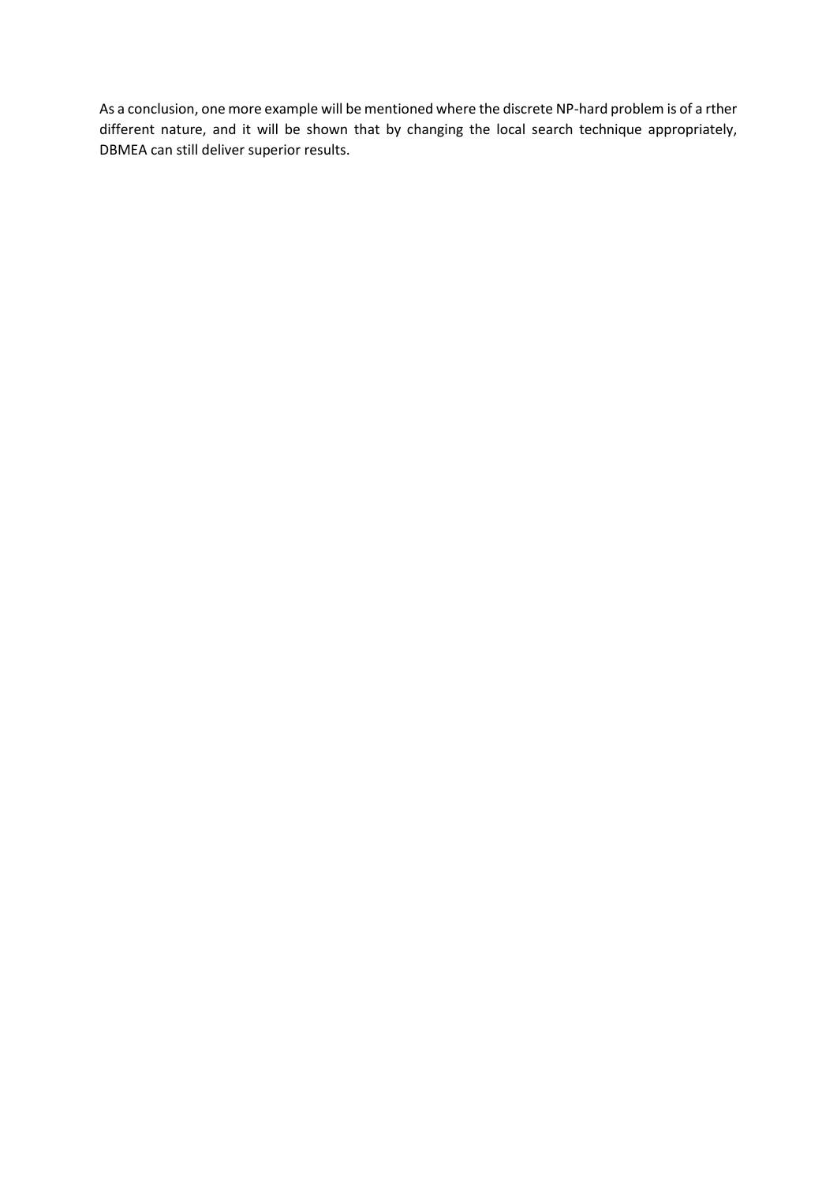As a conclusion, one more example will be mentioned where the discrete NP-hard problem is of a rther different nature, and it will be shown that by changing the local search technique appropriately, DBMEA can still deliver superior results.